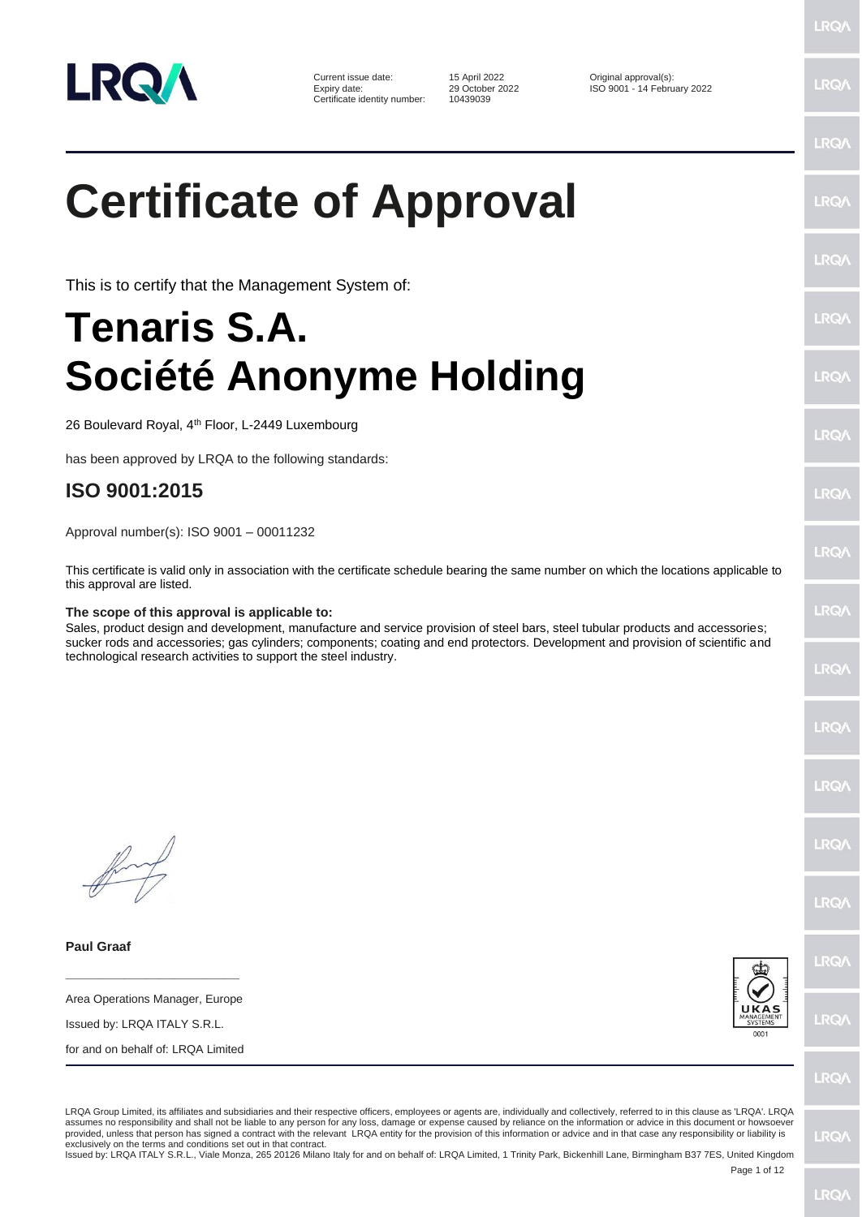Current issue date: 15 April 2022
Expiry date: 29 October 2022
Certificate identity number: 10439039

Original approval(s):
ISO 9001 - 14 February 2022

# Certificate of Approval

This is to certify that the Management System of:

# Tenaris S.A.
# Société Anonyme Holding

26 Boulevard Royal, 4th Floor, L-2449 Luxembourg

has been approved by LRQA to the following standards:

## ISO 9001:2015

Approval number(s): ISO 9001 – 00011232

This certificate is valid only in association with the certificate schedule bearing the same number on which the locations applicable to this approval are listed.

**The scope of this approval is applicable to:**
Sales, product design and development, manufacture and service provision of steel bars, steel tubular products and accessories; sucker rods and accessories; gas cylinders; components; coating and end protectors. Development and provision of scientific and technological research activities to support the steel industry.

**Paul Graaf**

Area Operations Manager, Europe

Issued by: LRQA ITALY S.R.L.

for and on behalf of: LRQA Limited

LRQA Group Limited, its affiliates and subsidiaries and their respective officers, employees or agents are, individually and collectively, referred to in this clause as 'LRQA'. LRQA assumes no responsibility and shall not be liable to any person for any loss, damage or expense caused by reliance on the information or advice in this document or howsoever provided, unless that person has signed a contract with the relevant LRQA entity for the provision of this information or advice and in that case any responsibility or liability is exclusively on the terms and conditions set out in that contract.
Issued by: LRQA ITALY S.R.L., Viale Monza, 265 20126 Milano Italy for and on behalf of: LRQA Limited, 1 Trinity Park, Bickenhill Lane, Birmingham B37 7ES, United Kingdom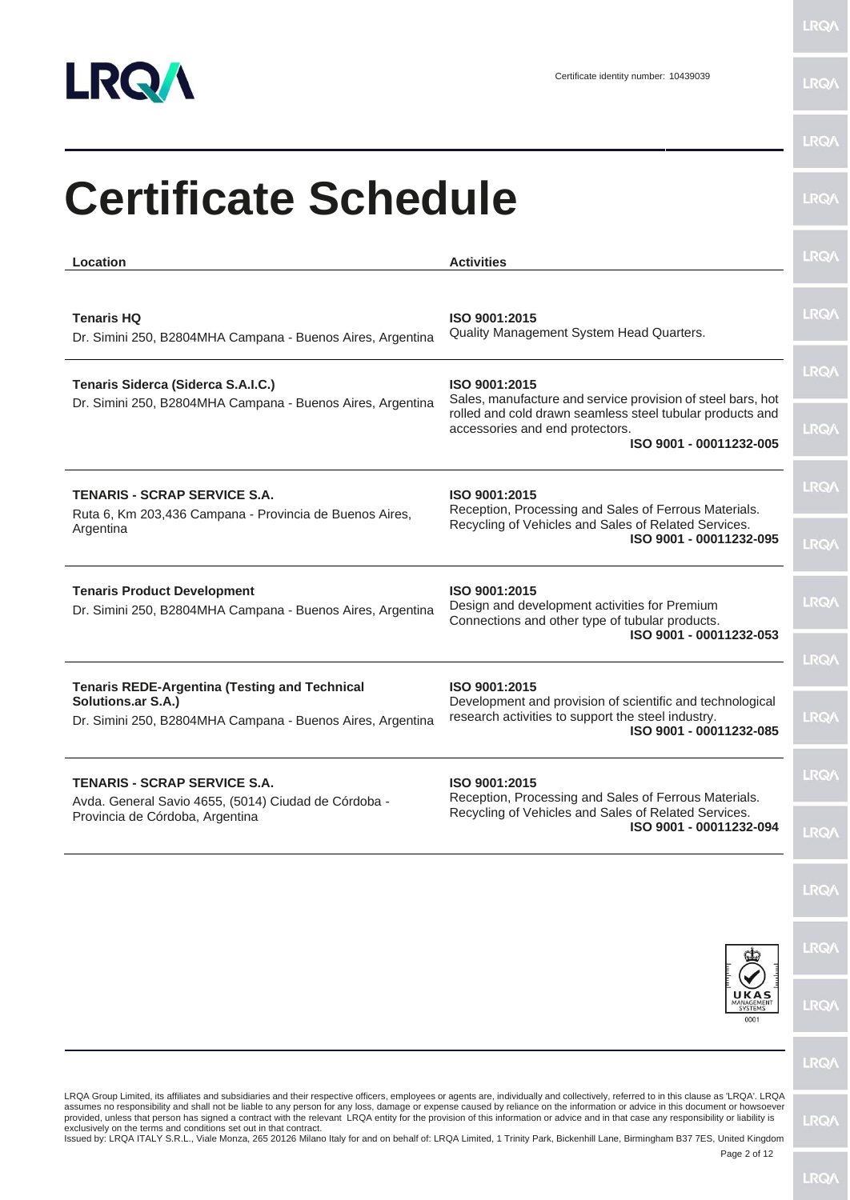Certificate identity number: 10439039

# Certificate Schedule

| Location | Activities |
| --- | --- |
| **Tenaris HQ**<br>Dr. Simini 250, B2804MHA Campana - Buenos Aires, Argentina | **ISO 9001:2015**<br>Quality Management System Head Quarters. |
| **Tenaris Siderca (Siderca S.A.I.C.)**<br>Dr. Simini 250, B2804MHA Campana - Buenos Aires, Argentina | **ISO 9001:2015**<br>Sales, manufacture and service provision of steel bars, hot rolled and cold drawn seamless steel tubular products and accessories and end protectors.<br>**ISO 9001 - 00011232-005** |
| **TENARIS - SCRAP SERVICE S.A.**<br>Ruta 6, Km 203,436 Campana - Provincia de Buenos Aires, Argentina | **ISO 9001:2015**<br>Reception, Processing and Sales of Ferrous Materials. Recycling of Vehicles and Sales of Related Services.<br>**ISO 9001 - 00011232-095** |
| **Tenaris Product Development**<br>Dr. Simini 250, B2804MHA Campana - Buenos Aires, Argentina | **ISO 9001:2015**<br>Design and development activities for Premium Connections and other type of tubular products.<br>**ISO 9001 - 00011232-053** |
| **Tenaris REDE-Argentina (Testing and Technical Solutions.ar S.A.)**<br>Dr. Simini 250, B2804MHA Campana - Buenos Aires, Argentina | **ISO 9001:2015**<br>Development and provision of scientific and technological research activities to support the steel industry.<br>**ISO 9001 - 00011232-085** |
| **TENARIS - SCRAP SERVICE S.A.**<br>Avda. General Savio 4655, (5014) Ciudad de Córdoba - Provincia de Córdoba, Argentina | **ISO 9001:2015**<br>Reception, Processing and Sales of Ferrous Materials. Recycling of Vehicles and Sales of Related Services.<br>**ISO 9001 - 00011232-094** |

UKAS MANAGEMENT SYSTEMS 0001

LRQA Group Limited, its affiliates and subsidiaries and their respective officers, employees or agents are, individually and collectively, referred to in this clause as 'LRQA'. LRQA assumes no responsibility and shall not be liable to any person for any loss, damage or expense caused by reliance on the information or advice in this document or howsoever provided, unless that person has signed a contract with the relevant LRQA entity for the provision of this information or advice and in that case any responsibility or liability is exclusively on the terms and conditions set out in that contract.
Issued by: LRQA ITALY S.R.L., Viale Monza, 265 20126 Milano Italy for and on behalf of: LRQA Limited, 1 Trinity Park, Bickenhill Lane, Birmingham B37 7ES, United Kingdom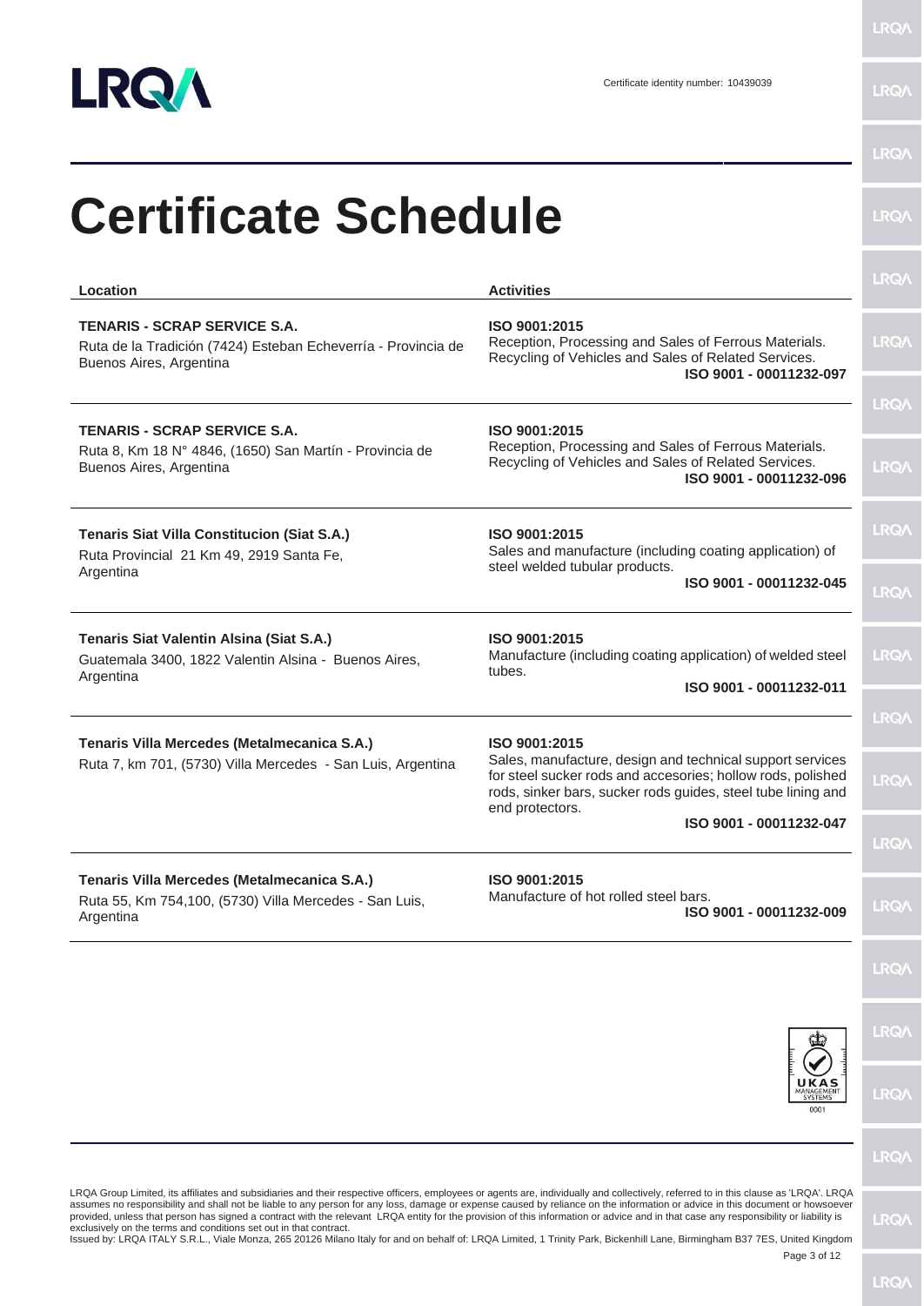Certificate identity number: 10439039

# Certificate Schedule

| Location | Activities |
| --- | --- |
| **TENARIS - SCRAP SERVICE S.A.**<br>Ruta de la Tradición (7424) Esteban Echeverría - Provincia de Buenos Aires, Argentina | **ISO 9001:2015**<br>Reception, Processing and Sales of Ferrous Materials. Recycling of Vehicles and Sales of Related Services.<br>**ISO 9001 - 00011232-097** |
| **TENARIS - SCRAP SERVICE S.A.**<br>Ruta 8, Km 18 N° 4846, (1650) San Martín - Provincia de Buenos Aires, Argentina | **ISO 9001:2015**<br>Reception, Processing and Sales of Ferrous Materials. Recycling of Vehicles and Sales of Related Services.<br>**ISO 9001 - 00011232-096** |
| **Tenaris Siat Villa Constitucion (Siat S.A.)**<br>Ruta Provincial 21 Km 49, 2919 Santa Fe, Argentina | **ISO 9001:2015**<br>Sales and manufacture (including coating application) of steel welded tubular products.<br>**ISO 9001 - 00011232-045** |
| **Tenaris Siat Valentin Alsina (Siat S.A.)**<br>Guatemala 3400, 1822 Valentin Alsina - Buenos Aires, Argentina | **ISO 9001:2015**<br>Manufacture (including coating application) of welded steel tubes.<br>**ISO 9001 - 00011232-011** |
| **Tenaris Villa Mercedes (Metalmecanica S.A.)**<br>Ruta 7, km 701, (5730) Villa Mercedes - San Luis, Argentina | **ISO 9001:2015**<br>Sales, manufacture, design and technical support services for steel sucker rods and accesories; hollow rods, polished rods, sinker bars, sucker rods guides, steel tube lining and end protectors.<br>**ISO 9001 - 00011232-047** |
| **Tenaris Villa Mercedes (Metalmecanica S.A.)**<br>Ruta 55, Km 754,100, (5730) Villa Mercedes - San Luis, Argentina | **ISO 9001:2015**<br>Manufacture of hot rolled steel bars.<br>**ISO 9001 - 00011232-009** |

UKAS MANAGEMENT SYSTEMS 0001

LRQA Group Limited, its affiliates and subsidiaries and their respective officers, employees or agents are, individually and collectively, referred to in this clause as 'LRQA'. LRQA assumes no responsibility and shall not be liable to any person for any loss, damage or expense caused by reliance on the information or advice in this document or howsoever provided, unless that person has signed a contract with the relevant LRQA entity for the provision of this information or advice and in that case any responsibility or liability is exclusively on the terms and conditions set out in that contract.
Issued by: LRQA ITALY S.R.L., Viale Monza, 265 20126 Milano Italy for and on behalf of: LRQA Limited, 1 Trinity Park, Bickenhill Lane, Birmingham B37 7ES, United Kingdom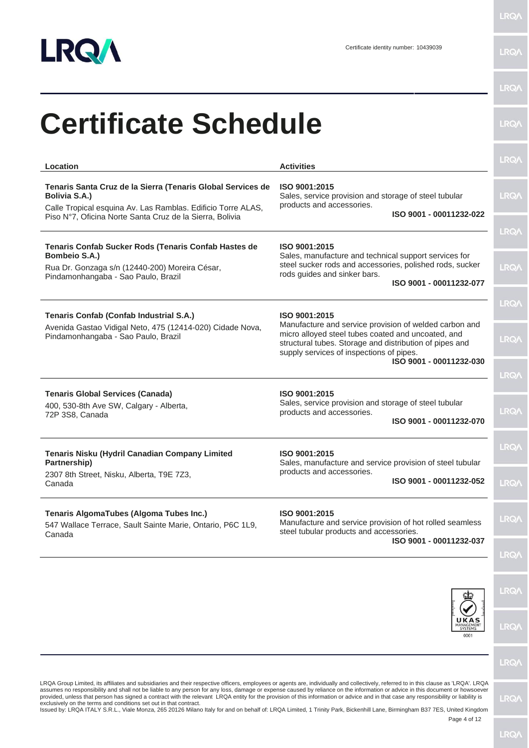Certificate identity number: 10439039

# Certificate Schedule

| Location | Activities |
| --- | --- |
| **Tenaris Santa Cruz de la Sierra (Tenaris Global Services de Bolivia S.A.)** Calle Tropical esquina Av. Las Ramblas. Edificio Torre ALAS, Piso N°7, Oficina Norte Santa Cruz de la Sierra, Bolivia | **ISO 9001:2015** Sales, service provision and storage of steel tubular products and accessories. **ISO 9001 - 00011232-022** |
| **Tenaris Confab Sucker Rods (Tenaris Confab Hastes de Bombeio S.A.)** Rua Dr. Gonzaga s/n (12440-200) Moreira César, Pindamonhangaba - Sao Paulo, Brazil | **ISO 9001:2015** Sales, manufacture and technical support services for steel sucker rods and accessories, polished rods, sucker rods guides and sinker bars. **ISO 9001 - 00011232-077** |
| **Tenaris Confab (Confab Industrial S.A.)** Avenida Gastao Vidigal Neto, 475 (12414-020) Cidade Nova, Pindamonhangaba - Sao Paulo, Brazil | **ISO 9001:2015** Manufacture and service provision of welded carbon and micro alloyed steel tubes coated and uncoated, and structural tubes. Storage and distribution of pipes and supply services of inspections of pipes. **ISO 9001 - 00011232-030** |
| **Tenaris Global Services (Canada)** 400, 530-8th Ave SW, Calgary - Alberta, 72P 3S8, Canada | **ISO 9001:2015** Sales, service provision and storage of steel tubular products and accessories. **ISO 9001 - 00011232-070** |
| **Tenaris Nisku (Hydril Canadian Company Limited Partnership)** 2307 8th Street, Nisku, Alberta, T9E 7Z3, Canada | **ISO 9001:2015** Sales, manufacture and service provision of steel tubular products and accessories. **ISO 9001 - 00011232-052** |
| **Tenaris AlgomaTubes (Algoma Tubes Inc.)** 547 Wallace Terrace, Sault Sainte Marie, Ontario, P6C 1L9, Canada | **ISO 9001:2015** Manufacture and service provision of hot rolled seamless steel tubular products and accessories. **ISO 9001 - 00011232-037** |

LRQA Group Limited, its affiliates and subsidiaries and their respective officers, employees or agents are, individually and collectively, referred to in this clause as 'LRQA'. LRQA assumes no responsibility and shall not be liable to any person for any loss, damage or expense caused by reliance on the information or advice in this document or howsoever provided, unless that person has signed a contract with the relevant LRQA entity for the provision of this information or advice and in that case any responsibility or liability is exclusively on the terms and conditions set out in that contract.
Issued by: LRQA ITALY S.R.L., Viale Monza, 265 20126 Milano Italy for and on behalf of: LRQA Limited, 1 Trinity Park, Bickenhill Lane, Birmingham B37 7ES, United Kingdom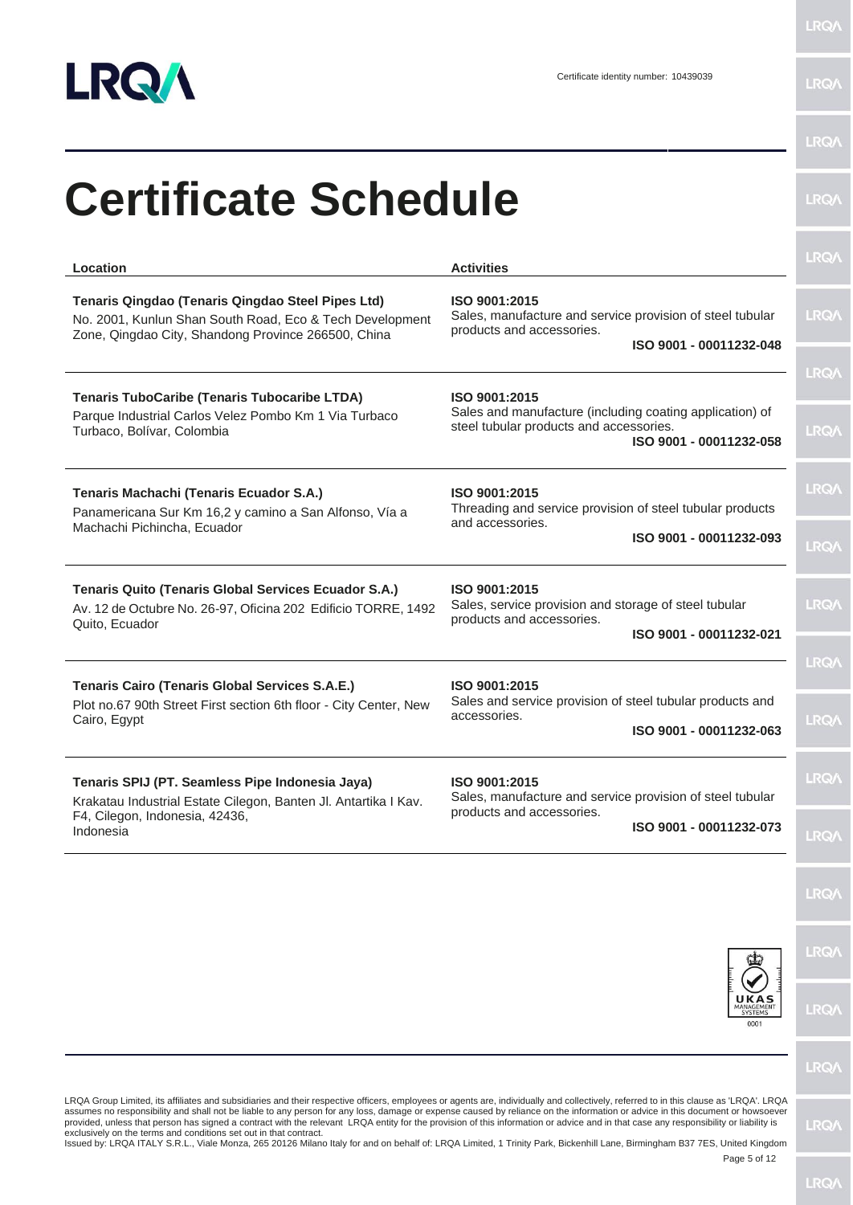Certificate identity number: 10439039

# Certificate Schedule

| Location | Activities |
|---|---|
| **Tenaris Qingdao (Tenaris Qingdao Steel Pipes Ltd)**<br>No. 2001, Kunlun Shan South Road, Eco & Tech Development Zone, Qingdao City, Shandong Province 266500, China | **ISO 9001:2015**<br>Sales, manufacture and service provision of steel tubular products and accessories.<br>**ISO 9001 - 00011232-048** |
| **Tenaris TuboCaribe (Tenaris Tubocaribe LTDA)**<br>Parque Industrial Carlos Velez Pombo Km 1 Via Turbaco Turbaco, Bolívar, Colombia | **ISO 9001:2015**<br>Sales and manufacture (including coating application) of steel tubular products and accessories.<br>**ISO 9001 - 00011232-058** |
| **Tenaris Machachi (Tenaris Ecuador S.A.)**<br>Panamericana Sur Km 16,2 y camino a San Alfonso, Vía a Machachi Pichincha, Ecuador | **ISO 9001:2015**<br>Threading and service provision of steel tubular products and accessories.<br>**ISO 9001 - 00011232-093** |
| **Tenaris Quito (Tenaris Global Services Ecuador S.A.)**<br>Av. 12 de Octubre No. 26-97, Oficina 202 Edificio TORRE, 1492 Quito, Ecuador | **ISO 9001:2015**<br>Sales, service provision and storage of steel tubular products and accessories.<br>**ISO 9001 - 00011232-021** |
| **Tenaris Cairo (Tenaris Global Services S.A.E.)**<br>Plot no.67 90th Street First section 6th floor - City Center, New Cairo, Egypt | **ISO 9001:2015**<br>Sales and service provision of steel tubular products and accessories.<br>**ISO 9001 - 00011232-063** |
| **Tenaris SPIJ (PT. Seamless Pipe Indonesia Jaya)**<br>Krakatau Industrial Estate Cilegon, Banten Jl. Antartika I Kav. F4, Cilegon, Indonesia, 42436, Indonesia | **ISO 9001:2015**<br>Sales, manufacture and service provision of steel tubular products and accessories.<br>**ISO 9001 - 00011232-073** |

UKAS MANAGEMENT SYSTEMS 0001

LRQA Group Limited, its affiliates and subsidiaries and their respective officers, employees or agents are, individually and collectively, referred to in this clause as 'LRQA'. LRQA assumes no responsibility and shall not be liable to any person for any loss, damage or expense caused by reliance on the information or advice in this document or howsoever provided, unless that person has signed a contract with the relevant LRQA entity for the provision of this information or advice and in that case any responsibility or liability is exclusively on the terms and conditions set out in that contract.
Issued by: LRQA ITALY S.R.L., Viale Monza, 265 20126 Milano Italy for and on behalf of: LRQA Limited, 1 Trinity Park, Bickenhill Lane, Birmingham B37 7ES, United Kingdom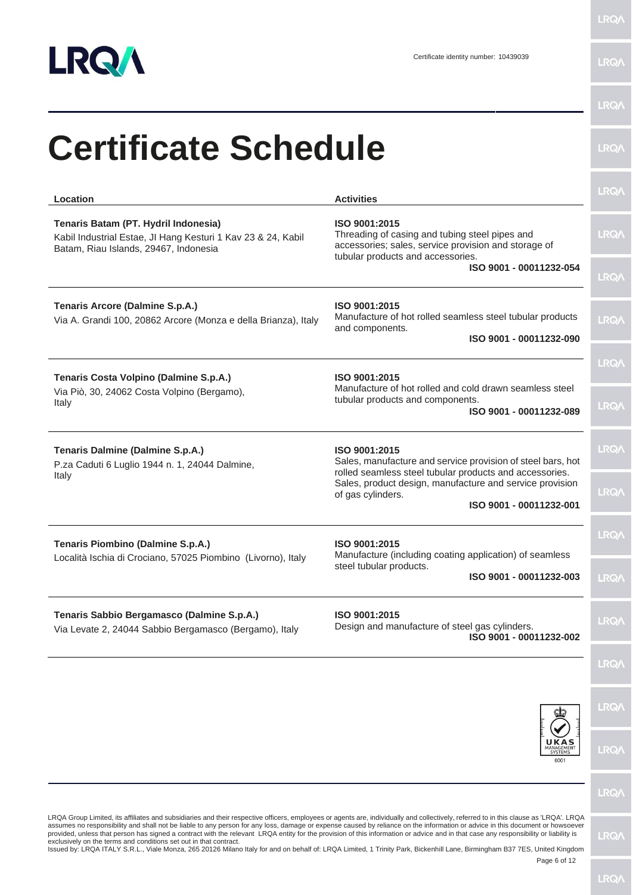Certificate identity number: 10439039

# Certificate Schedule

| Location | Activities |
| --- | --- |
| **Tenaris Batam (PT. Hydril Indonesia)**<br>Kabil Industrial Estae, Jl Hang Kesturi 1 Kav 23 & 24, Kabil Batam, Riau Islands, 29467, Indonesia | **ISO 9001:2015**<br>Threading of casing and tubing steel pipes and accessories; sales, service provision and storage of tubular products and accessories.<br>**ISO 9001 - 00011232-054** |
| **Tenaris Arcore (Dalmine S.p.A.)**<br>Via A. Grandi 100, 20862 Arcore (Monza e della Brianza), Italy | **ISO 9001:2015**<br>Manufacture of hot rolled seamless steel tubular products and components.<br>**ISO 9001 - 00011232-090** |
| **Tenaris Costa Volpino (Dalmine S.p.A.)**<br>Via Piò, 30, 24062 Costa Volpino (Bergamo), Italy | **ISO 9001:2015**<br>Manufacture of hot rolled and cold drawn seamless steel tubular products and components.<br>**ISO 9001 - 00011232-089** |
| **Tenaris Dalmine (Dalmine S.p.A.)**<br>P.za Caduti 6 Luglio 1944 n. 1, 24044 Dalmine, Italy | **ISO 9001:2015**<br>Sales, manufacture and service provision of steel bars, hot rolled seamless steel tubular products and accessories. Sales, product design, manufacture and service provision of gas cylinders.<br>**ISO 9001 - 00011232-001** |
| **Tenaris Piombino (Dalmine S.p.A.)**<br>Località Ischia di Crociano, 57025 Piombino (Livorno), Italy | **ISO 9001:2015**<br>Manufacture (including coating application) of seamless steel tubular products.<br>**ISO 9001 - 00011232-003** |
| **Tenaris Sabbio Bergamasco (Dalmine S.p.A.)**<br>Via Levate 2, 24044 Sabbio Bergamasco (Bergamo), Italy | **ISO 9001:2015**<br>Design and manufacture of steel gas cylinders.<br>**ISO 9001 - 00011232-002** |

UKAS MANAGEMENT SYSTEMS 0001

LRQA Group Limited, its affiliates and subsidiaries and their respective officers, employees or agents are, individually and collectively, referred to in this clause as 'LRQA'. LRQA assumes no responsibility and shall not be liable to any person for any loss, damage or expense caused by reliance on the information or advice in this document or howsoever provided, unless that person has signed a contract with the relevant LRQA entity for the provision of this information or advice and in that case any responsibility or liability is exclusively on the terms and conditions set out in that contract.
Issued by: LRQA ITALY S.R.L., Viale Monza, 265 20126 Milano Italy for and on behalf of: LRQA Limited, 1 Trinity Park, Bickenhill Lane, Birmingham B37 7ES, United Kingdom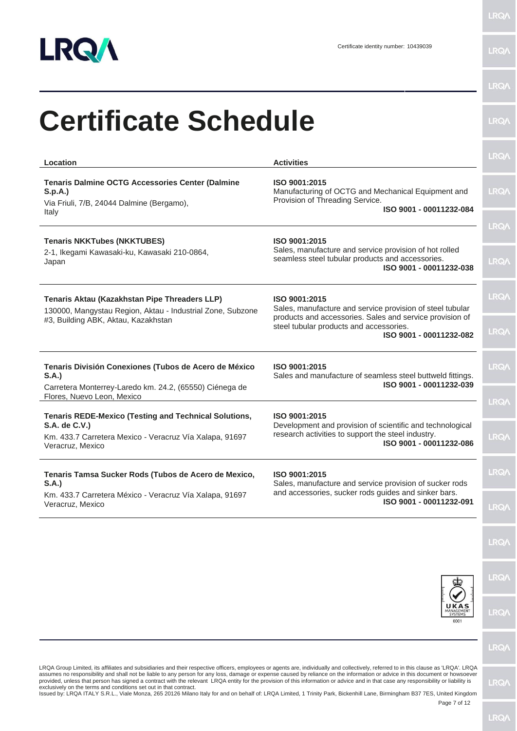Certificate identity number: 10439039

# Certificate Schedule

| Location | Activities |
| --- | --- |
| **Tenaris Dalmine OCTG Accessories Center (Dalmine S.p.A.)**<br>Via Friuli, 7/B, 24044 Dalmine (Bergamo), Italy | **ISO 9001:2015**<br>Manufacturing of OCTG and Mechanical Equipment and Provision of Threading Service.<br>**ISO 9001 - 00011232-084** |
| **Tenaris NKKTubes (NKKTUBES)**<br>2-1, Ikegami Kawasaki-ku, Kawasaki 210-0864, Japan | **ISO 9001:2015**<br>Sales, manufacture and service provision of hot rolled seamless steel tubular products and accessories.<br>**ISO 9001 - 00011232-038** |
| **Tenaris Aktau (Kazakhstan Pipe Threaders LLP)**<br>130000, Mangystau Region, Aktau - Industrial Zone, Subzone #3, Building ABK, Aktau, Kazakhstan | **ISO 9001:2015**<br>Sales, manufacture and service provision of steel tubular products and accessories. Sales and service provision of steel tubular products and accessories.<br>**ISO 9001 - 00011232-082** |
| **Tenaris División Conexiones (Tubos de Acero de México S.A.)**<br>Carretera Monterrey-Laredo km. 24.2, (65550) Ciénega de Flores, Nuevo Leon, Mexico | **ISO 9001:2015**<br>Sales and manufacture of seamless steel buttweld fittings.<br>**ISO 9001 - 00011232-039** |
| **Tenaris REDE-Mexico (Testing and Technical Solutions, S.A. de C.V.)**<br>Km. 433.7 Carretera Mexico - Veracruz Vía Xalapa, 91697 Veracruz, Mexico | **ISO 9001:2015**<br>Development and provision of scientific and technological research activities to support the steel industry.<br>**ISO 9001 - 00011232-086** |
| **Tenaris Tamsa Sucker Rods (Tubos de Acero de Mexico, S.A.)**<br>Km. 433.7 Carretera México - Veracruz Vía Xalapa, 91697 Veracruz, Mexico | **ISO 9001:2015**<br>Sales, manufacture and service provision of sucker rods and accessories, sucker rods guides and sinker bars.<br>**ISO 9001 - 00011232-091** |

LRQA Group Limited, its affiliates and subsidiaries and their respective officers, employees or agents are, individually and collectively, referred to in this clause as 'LRQA'. LRQA assumes no responsibility and shall not be liable to any person for any loss, damage or expense caused by reliance on the information or advice in this document or howsoever provided, unless that person has signed a contract with the relevant LRQA entity for the provision of this information or advice and in that case any responsibility or liability is exclusively on the terms and conditions set out in that contract.
Issued by: LRQA ITALY S.R.L., Viale Monza, 265 20126 Milano Italy for and on behalf of: LRQA Limited, 1 Trinity Park, Bickenhill Lane, Birmingham B37 7ES, United Kingdom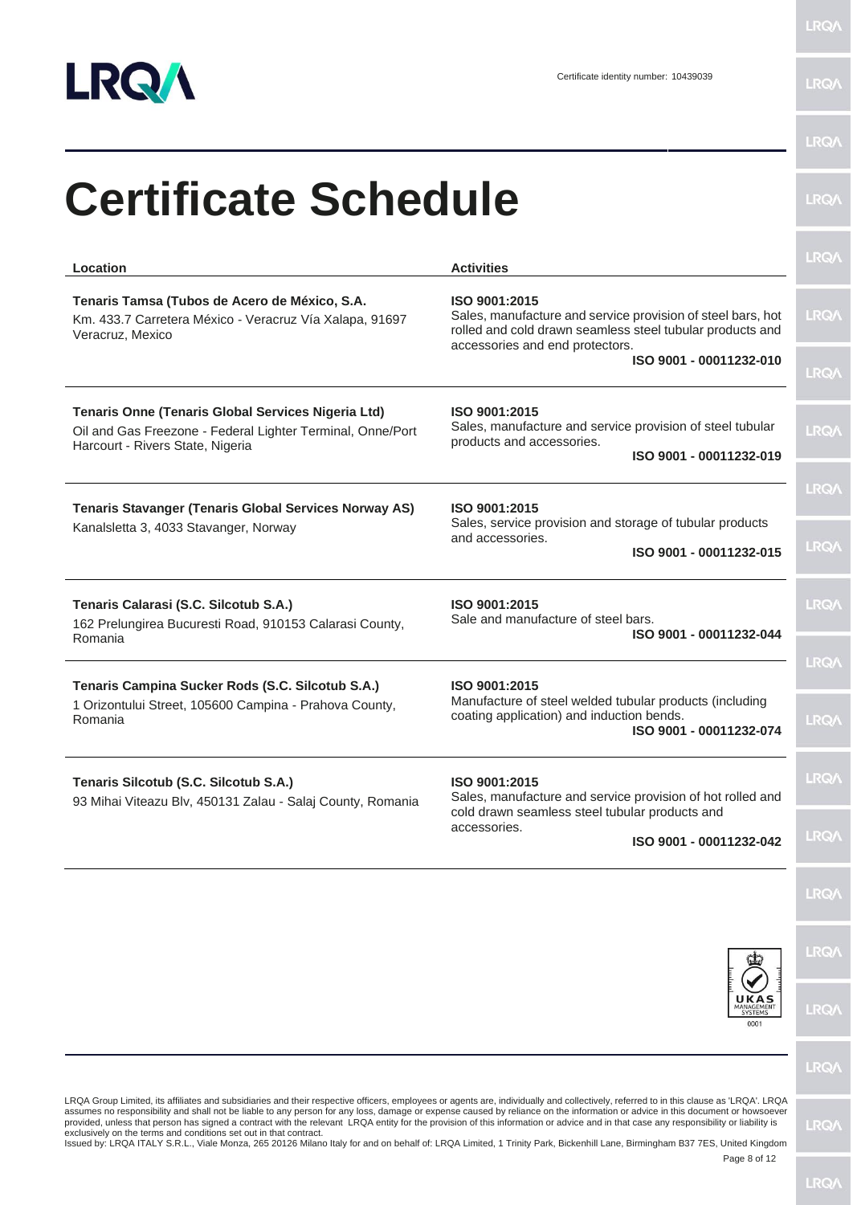Certificate identity number: 10439039

# Certificate Schedule

| Location | Activities |
|---|---|
| **Tenaris Tamsa (Tubos de Acero de México, S.A.**<br>Km. 433.7 Carretera México - Veracruz Vía Xalapa, 91697 Veracruz, Mexico | **ISO 9001:2015**<br>Sales, manufacture and service provision of steel bars, hot rolled and cold drawn seamless steel tubular products and accessories and end protectors.<br>**ISO 9001 - 00011232-010** |
| **Tenaris Onne (Tenaris Global Services Nigeria Ltd)**<br>Oil and Gas Freezone - Federal Lighter Terminal, Onne/Port Harcourt - Rivers State, Nigeria | **ISO 9001:2015**<br>Sales, manufacture and service provision of steel tubular products and accessories.<br>**ISO 9001 - 00011232-019** |
| **Tenaris Stavanger (Tenaris Global Services Norway AS)**<br>Kanalsletta 3, 4033 Stavanger, Norway | **ISO 9001:2015**<br>Sales, service provision and storage of tubular products and accessories.<br>**ISO 9001 - 00011232-015** |
| **Tenaris Calarasi (S.C. Silcotub S.A.)**<br>162 Prelungirea Bucuresti Road, 910153 Calarasi County, Romania | **ISO 9001:2015**<br>Sale and manufacture of steel bars.<br>**ISO 9001 - 00011232-044** |
| **Tenaris Campina Sucker Rods (S.C. Silcotub S.A.)**<br>1 Orizontului Street, 105600 Campina - Prahova County, Romania | **ISO 9001:2015**<br>Manufacture of steel welded tubular products (including coating application) and induction bends.<br>**ISO 9001 - 00011232-074** |
| **Tenaris Silcotub (S.C. Silcotub S.A.)**<br>93 Mihai Viteazu Blv, 450131 Zalau - Salaj County, Romania | **ISO 9001:2015**<br>Sales, manufacture and service provision of hot rolled and cold drawn seamless steel tubular products and accessories.<br>**ISO 9001 - 00011232-042** |

UKAS MANAGEMENT SYSTEMS 0001

LRQA Group Limited, its affiliates and subsidiaries and their respective officers, employees or agents are, individually and collectively, referred to in this clause as 'LRQA'. LRQA assumes no responsibility and shall not be liable to any person for any loss, damage or expense caused by reliance on the information or advice in this document or howsoever provided, unless that person has signed a contract with the relevant LRQA entity for the provision of this information or advice and in that case any responsibility or liability is exclusively on the terms and conditions set out in that contract.
Issued by: LRQA ITALY S.R.L., Viale Monza, 265 20126 Milano Italy for and on behalf of: LRQA Limited, 1 Trinity Park, Bickenhill Lane, Birmingham B37 7ES, United Kingdom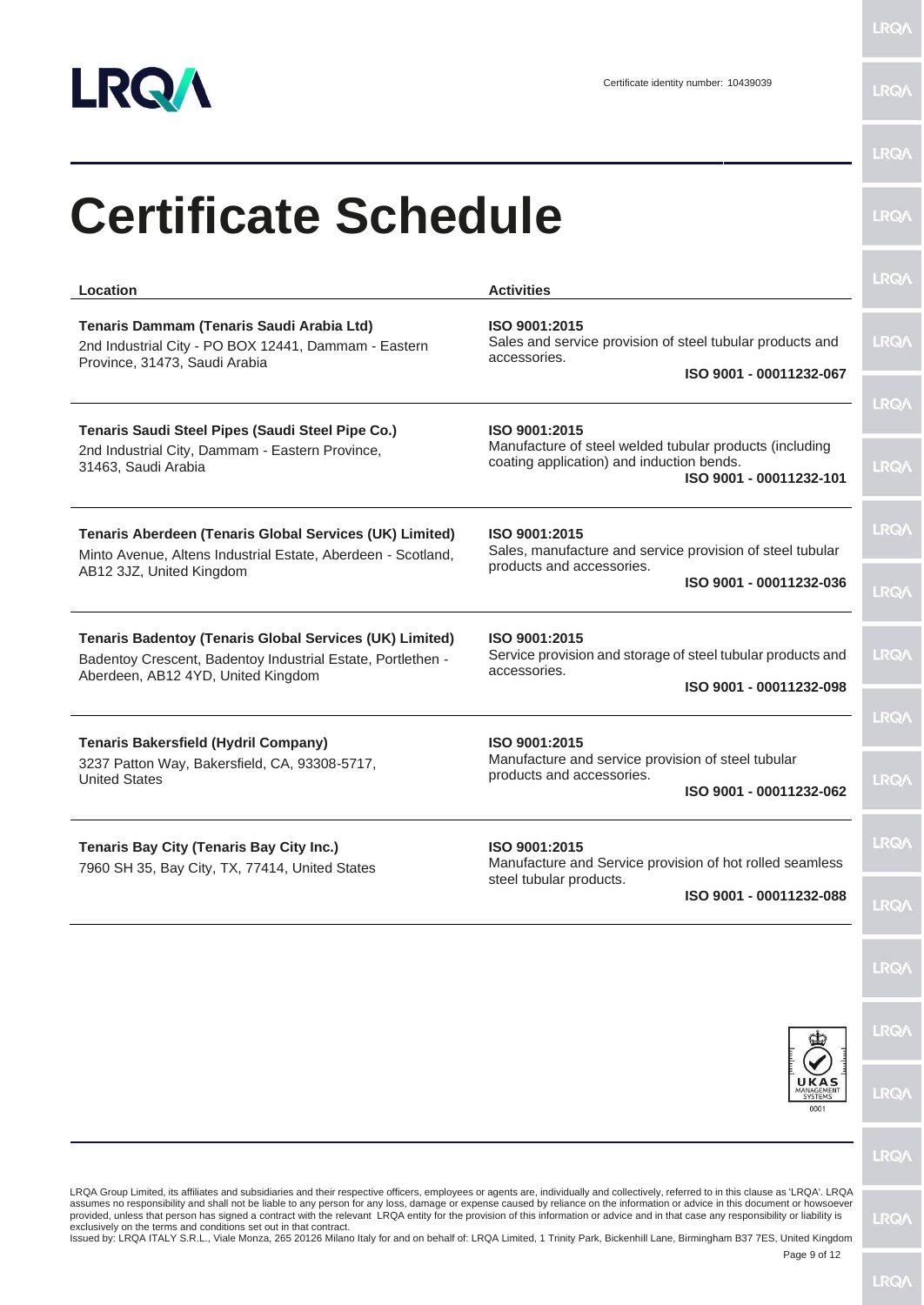Certificate identity number: 10439039

# Certificate Schedule

| Location | Activities |
|---|---|
| **Tenaris Dammam (Tenaris Saudi Arabia Ltd)**<br>2nd Industrial City - PO BOX 12441, Dammam - Eastern Province, 31473, Saudi Arabia | **ISO 9001:2015**<br>Sales and service provision of steel tubular products and accessories.<br>**ISO 9001 - 00011232-067** |
| **Tenaris Saudi Steel Pipes (Saudi Steel Pipe Co.)**<br>2nd Industrial City, Dammam - Eastern Province, 31463, Saudi Arabia | **ISO 9001:2015**<br>Manufacture of steel welded tubular products (including coating application) and induction bends.<br>**ISO 9001 - 00011232-101** |
| **Tenaris Aberdeen (Tenaris Global Services (UK) Limited)**<br>Minto Avenue, Altens Industrial Estate, Aberdeen - Scotland, AB12 3JZ, United Kingdom | **ISO 9001:2015**<br>Sales, manufacture and service provision of steel tubular products and accessories.<br>**ISO 9001 - 00011232-036** |
| **Tenaris Badentoy (Tenaris Global Services (UK) Limited)**<br>Badentoy Crescent, Badentoy Industrial Estate, Portlethen - Aberdeen, AB12 4YD, United Kingdom | **ISO 9001:2015**<br>Service provision and storage of steel tubular products and accessories.<br>**ISO 9001 - 00011232-098** |
| **Tenaris Bakersfield (Hydril Company)**<br>3237 Patton Way, Bakersfield, CA, 93308-5717, United States | **ISO 9001:2015**<br>Manufacture and service provision of steel tubular products and accessories.<br>**ISO 9001 - 00011232-062** |
| **Tenaris Bay City (Tenaris Bay City Inc.)**<br>7960 SH 35, Bay City, TX, 77414, United States | **ISO 9001:2015**<br>Manufacture and Service provision of hot rolled seamless steel tubular products.<br>**ISO 9001 - 00011232-088** |

UKAS MANAGEMENT SYSTEMS 0001

LRQA Group Limited, its affiliates and subsidiaries and their respective officers, employees or agents are, individually and collectively, referred to in this clause as 'LRQA'. LRQA assumes no responsibility and shall not be liable to any person for any loss, damage or expense caused by reliance on the information or advice in this document or howsoever provided, unless that person has signed a contract with the relevant LRQA entity for the provision of this information or advice and in that case any responsibility or liability is exclusively on the terms and conditions set out in that contract.
Issued by: LRQA ITALY S.R.L., Viale Monza, 265 20126 Milano Italy for and on behalf of: LRQA Limited, 1 Trinity Park, Bickenhill Lane, Birmingham B37 7ES, United Kingdom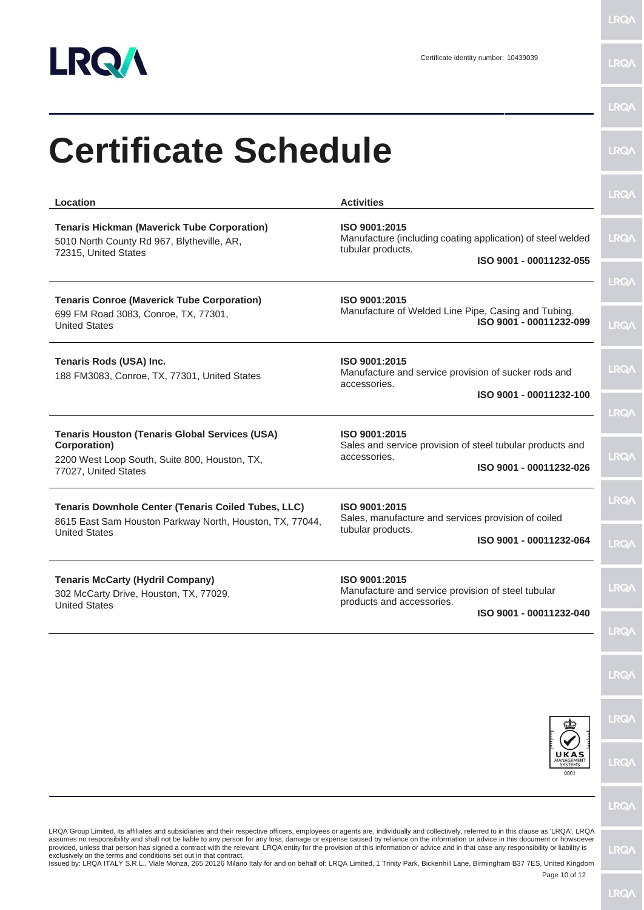Certificate identity number: 10439039

# Certificate Schedule

| Location | Activities |
| --- | --- |
| **Tenaris Hickman (Maverick Tube Corporation)**<br>5010 North County Rd 967, Blytheville, AR, 72315, United States | **ISO 9001:2015**<br>Manufacture (including coating application) of steel welded tubular products.<br>**ISO 9001 - 00011232-055** |
| **Tenaris Conroe (Maverick Tube Corporation)**<br>699 FM Road 3083, Conroe, TX, 77301, United States | **ISO 9001:2015**<br>Manufacture of Welded Line Pipe, Casing and Tubing.<br>**ISO 9001 - 00011232-099** |
| **Tenaris Rods (USA) Inc.**<br>188 FM3083, Conroe, TX, 77301, United States | **ISO 9001:2015**<br>Manufacture and service provision of sucker rods and accessories.<br>**ISO 9001 - 00011232-100** |
| **Tenaris Houston (Tenaris Global Services (USA) Corporation)**<br>2200 West Loop South, Suite 800, Houston, TX, 77027, United States | **ISO 9001:2015**<br>Sales and service provision of steel tubular products and accessories.<br>**ISO 9001 - 00011232-026** |
| **Tenaris Downhole Center (Tenaris Coiled Tubes, LLC)**<br>8615 East Sam Houston Parkway North, Houston, TX, 77044, United States | **ISO 9001:2015**<br>Sales, manufacture and services provision of coiled tubular products.<br>**ISO 9001 - 00011232-064** |
| **Tenaris McCarty (Hydril Company)**<br>302 McCarty Drive, Houston, TX, 77029, United States | **ISO 9001:2015**<br>Manufacture and service provision of steel tubular products and accessories.<br>**ISO 9001 - 00011232-040** |

UKAS MANAGEMENT SYSTEMS 0001

LRQA Group Limited, its affiliates and subsidiaries and their respective officers, employees or agents are, individually and collectively, referred to in this clause as 'LRQA'. LRQA assumes no responsibility and shall not be liable to any person for any loss, damage or expense caused by reliance on the information or advice in this document or howsoever provided, unless that person has signed a contract with the relevant LRQA entity for the provision of this information or advice and in that case any responsibility or liability is exclusively on the terms and conditions set out in that contract.
Issued by: LRQA ITALY S.R.L., Viale Monza, 265 20126 Milano Italy for and on behalf of: LRQA Limited, 1 Trinity Park, Bickenhill Lane, Birmingham B37 7ES, United Kingdom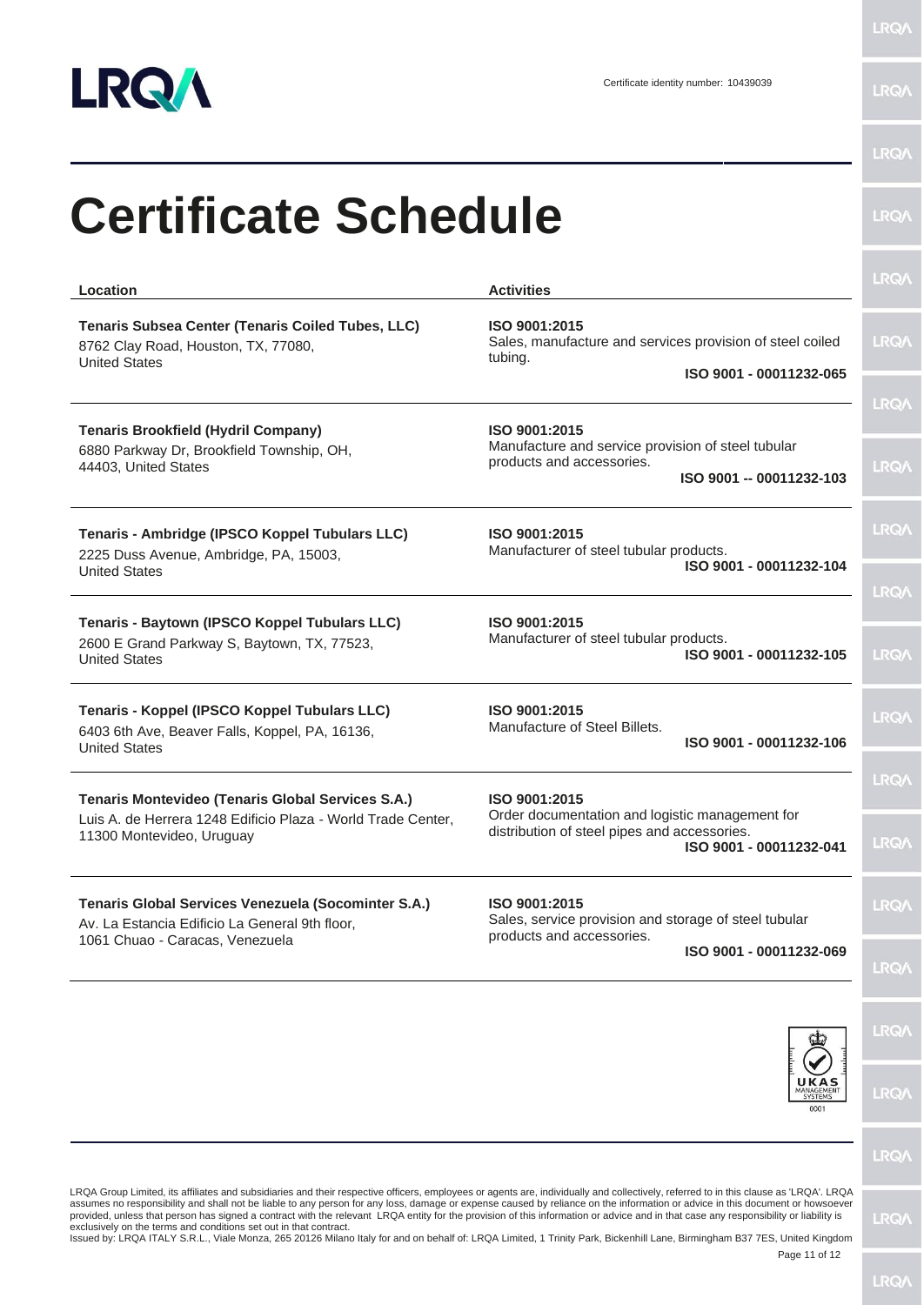Certificate identity number: 10439039

# Certificate Schedule

| Location | Activities |
|---|---|
| **Tenaris Subsea Center (Tenaris Coiled Tubes, LLC)**<br>8762 Clay Road, Houston, TX, 77080,<br>United States | **ISO 9001:2015**<br>Sales, manufacture and services provision of steel coiled tubing.<br>**ISO 9001 - 00011232-065** |
| **Tenaris Brookfield (Hydril Company)**<br>6880 Parkway Dr, Brookfield Township, OH,<br>44403, United States | **ISO 9001:2015**<br>Manufacture and service provision of steel tubular products and accessories.<br>**ISO 9001 -- 00011232-103** |
| **Tenaris - Ambridge (IPSCO Koppel Tubulars LLC)**<br>2225 Duss Avenue, Ambridge, PA, 15003,<br>United States | **ISO 9001:2015**<br>Manufacturer of steel tubular products.<br>**ISO 9001 - 00011232-104** |
| **Tenaris - Baytown (IPSCO Koppel Tubulars LLC)**<br>2600 E Grand Parkway S, Baytown, TX, 77523,<br>United States | **ISO 9001:2015**<br>Manufacturer of steel tubular products.<br>**ISO 9001 - 00011232-105** |
| **Tenaris - Koppel (IPSCO Koppel Tubulars LLC)**<br>6403 6th Ave, Beaver Falls, Koppel, PA, 16136,<br>United States | **ISO 9001:2015**<br>Manufacture of Steel Billets.<br>**ISO 9001 - 00011232-106** |
| **Tenaris Montevideo (Tenaris Global Services S.A.)**<br>Luis A. de Herrera 1248 Edificio Plaza - World Trade Center,<br>11300 Montevideo, Uruguay | **ISO 9001:2015**<br>Order documentation and logistic management for distribution of steel pipes and accessories.<br>**ISO 9001 - 00011232-041** |
| **Tenaris Global Services Venezuela (Socominter S.A.)**<br>Av. La Estancia Edificio La General 9th floor,<br>1061 Chuao - Caracas, Venezuela | **ISO 9001:2015**<br>Sales, service provision and storage of steel tubular products and accessories.<br>**ISO 9001 - 00011232-069** |

UKAS MANAGEMENT SYSTEMS 0001

LRQA Group Limited, its affiliates and subsidiaries and their respective officers, employees or agents are, individually and collectively, referred to in this clause as 'LRQA'. LRQA assumes no responsibility and shall not be liable to any person for any loss, damage or expense caused by reliance on the information or advice in this document or howsoever provided, unless that person has signed a contract with the relevant LRQA entity for the provision of this information or advice and in that case any responsibility or liability is exclusively on the terms and conditions set out in that contract.
Issued by: LRQA ITALY S.R.L., Viale Monza, 265 20126 Milano Italy for and on behalf of: LRQA Limited, 1 Trinity Park, Bickenhill Lane, Birmingham B37 7ES, United Kingdom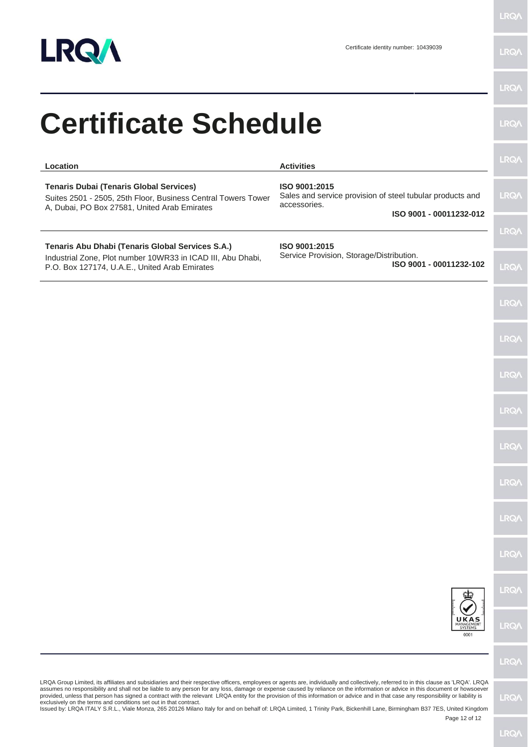Certificate identity number: 10439039

# Certificate Schedule

| Location | Activities |
|---|---|
| **Tenaris Dubai (Tenaris Global Services)**<br>Suites 2501 - 2505, 25th Floor, Business Central Towers Tower A, Dubai, PO Box 27581, United Arab Emirates | **ISO 9001:2015**<br>Sales and service provision of steel tubular products and accessories.<br>**ISO 9001 - 00011232-012** |
| **Tenaris Abu Dhabi (Tenaris Global Services S.A.)**<br>Industrial Zone, Plot number 10WR33 in ICAD III, Abu Dhabi, P.O. Box 127174, U.A.E., United Arab Emirates | **ISO 9001:2015**<br>Service Provision, Storage/Distribution.<br>**ISO 9001 - 00011232-102** |

LRQA Group Limited, its affiliates and subsidiaries and their respective officers, employees or agents are, individually and collectively, referred to in this clause as 'LRQA'. LRQA assumes no responsibility and shall not be liable to any person for any loss, damage or expense caused by reliance on the information or advice in this document or howsoever provided, unless that person has signed a contract with the relevant LRQA entity for the provision of this information or advice and in that case any responsibility or liability is exclusively on the terms and conditions set out in that contract.
Issued by: LRQA ITALY S.R.L., Viale Monza, 265 20126 Milano Italy for and on behalf of: LRQA Limited, 1 Trinity Park, Bickenhill Lane, Birmingham B37 7ES, United Kingdom